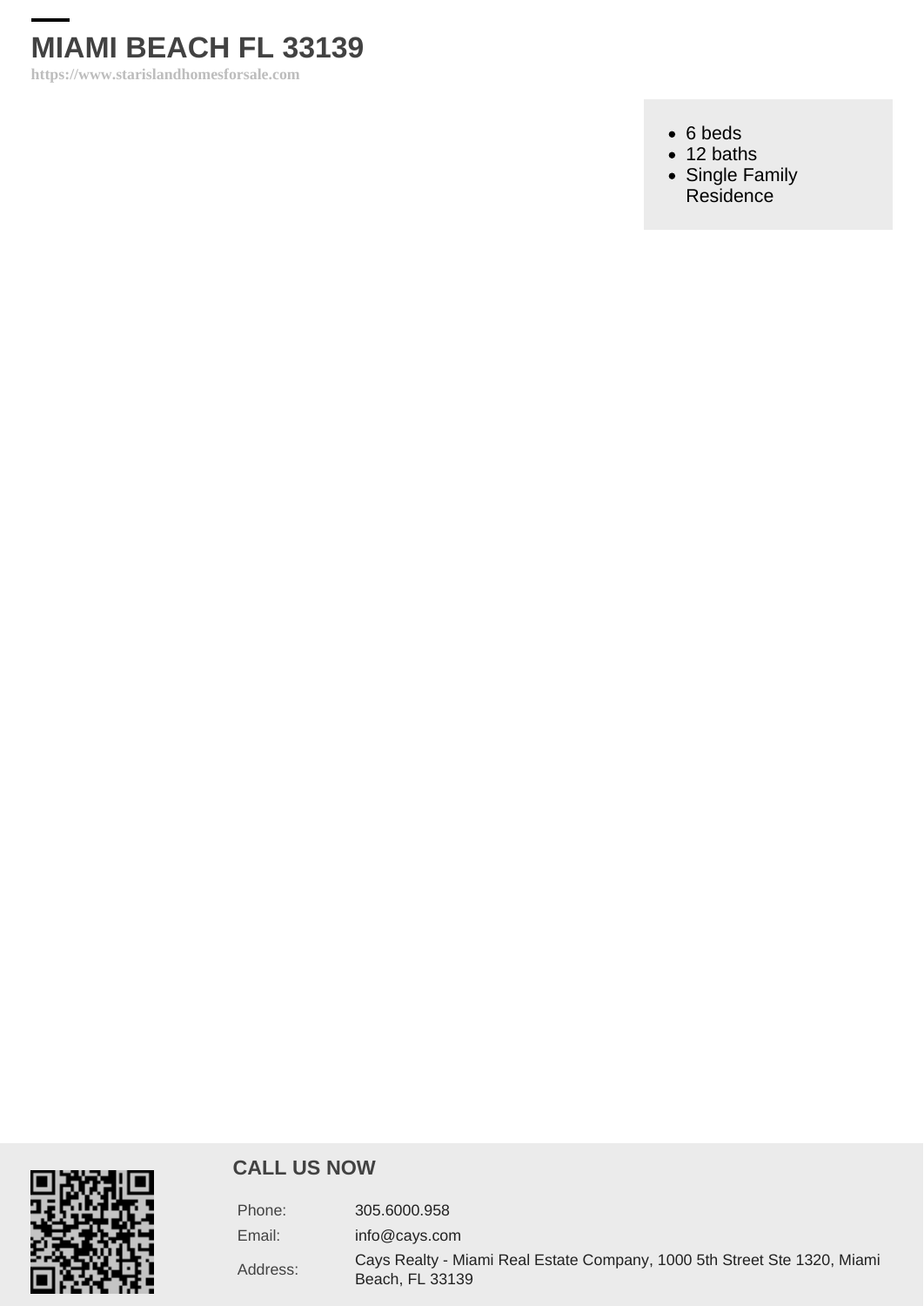# MIAMI BEACH FL 33139

**https://www.starislandhomesforsale.com**

- 6 beds
- 12 baths
- Single Family Residence

## CALL US NOW

| | |
|---|---|
| Phone: | 305.6000.958 |
| Email: | info@cays.com |
| Address: | Cays Realty - Miami Real Estate Company, 1000 5th Street Ste 1320, Miami Beach, FL 33139 |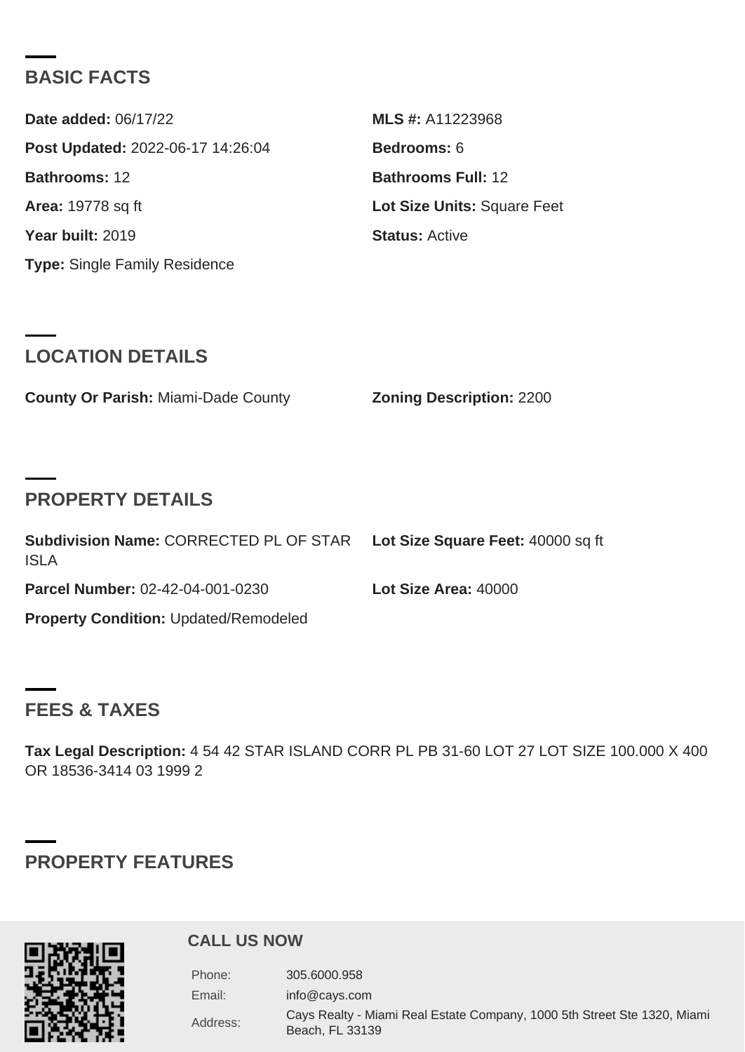## BASIC FACTS

**Date added:** 06/17/22

**MLS #:** A11223968

**Post Updated:** 2022-06-17 14:26:04

**Bedrooms:** 6

**Bathrooms:** 12

**Bathrooms Full:** 12

**Area:** 19778 sq ft

**Lot Size Units:** Square Feet

**Year built:** 2019

**Status:** Active

**Type:** Single Family Residence

## LOCATION DETAILS

**County Or Parish:** Miami-Dade County

**Zoning Description:** 2200

## PROPERTY DETAILS

**Subdivision Name:** CORRECTED PL OF STAR ISLA

**Lot Size Square Feet:** 40000 sq ft

**Parcel Number:** 02-42-04-001-0230

**Lot Size Area:** 40000

**Property Condition:** Updated/Remodeled

## FEES & TAXES

**Tax Legal Description:** 4 54 42 STAR ISLAND CORR PL PB 31-60 LOT 27 LOT SIZE 100.000 X 400 OR 18536-3414 03 1999 2

## PROPERTY FEATURES

### CALL US NOW

Phone: 305.6000.958

Email: info@cays.com

Address: Cays Realty - Miami Real Estate Company, 1000 5th Street Ste 1320, Miami Beach, FL 33139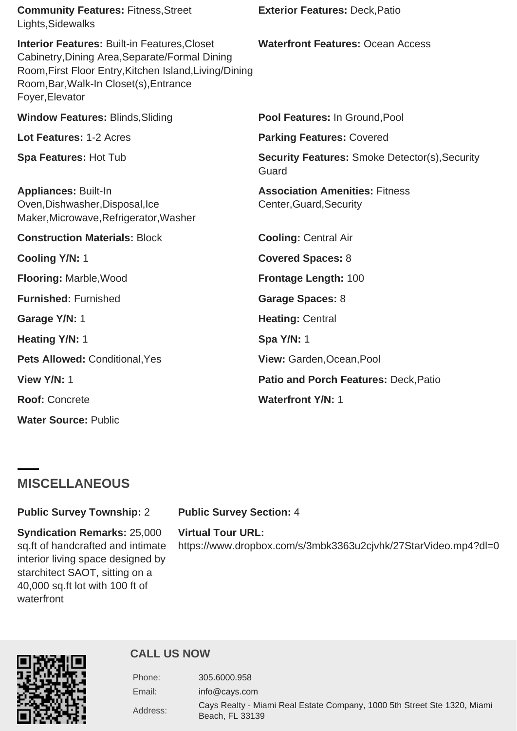**Community Features:** Fitness,Street Lights,Sidewalks

**Exterior Features:** Deck,Patio

**Interior Features:** Built-in Features,Closet Cabinetry,Dining Area,Separate/Formal Dining Room,First Floor Entry,Kitchen Island,Living/Dining Room,Bar,Walk-In Closet(s),Entrance Foyer,Elevator

**Waterfront Features:** Ocean Access

**Window Features:** Blinds,Sliding

**Pool Features:** In Ground,Pool

**Lot Features:** 1-2 Acres

**Parking Features:** Covered

**Spa Features:** Hot Tub

**Security Features:** Smoke Detector(s),Security Guard

**Appliances:** Built-In Oven,Dishwasher,Disposal,Ice Maker,Microwave,Refrigerator,Washer

**Association Amenities:** Fitness Center,Guard,Security

**Construction Materials:** Block

**Cooling:** Central Air

**Cooling Y/N:** 1

**Covered Spaces:** 8

**Flooring:** Marble,Wood

**Frontage Length:** 100

**Furnished:** Furnished

**Garage Spaces:** 8

**Garage Y/N:** 1

**Heating:** Central

**Heating Y/N:** 1

**Spa Y/N:** 1

**Pets Allowed:** Conditional,Yes

**View:** Garden,Ocean,Pool

**View Y/N:** 1

**Patio and Porch Features:** Deck,Patio

**Roof:** Concrete

**Waterfront Y/N:** 1

**Water Source:** Public

## MISCELLANEOUS

**Public Survey Township:** 2

**Public Survey Section:** 4

**Syndication Remarks:** 25,000 sq.ft of handcrafted and intimate interior living space designed by starchitect SAOT, sitting on a 40,000 sq.ft lot with 100 ft of waterfront

**Virtual Tour URL:** https://www.dropbox.com/s/3mbk3363u2cjvhk/27StarVideo.mp4?dl=0

### CALL US NOW

Phone: 305.6000.958

Email: info@cays.com

Address: Cays Realty - Miami Real Estate Company, 1000 5th Street Ste 1320, Miami Beach, FL 33139